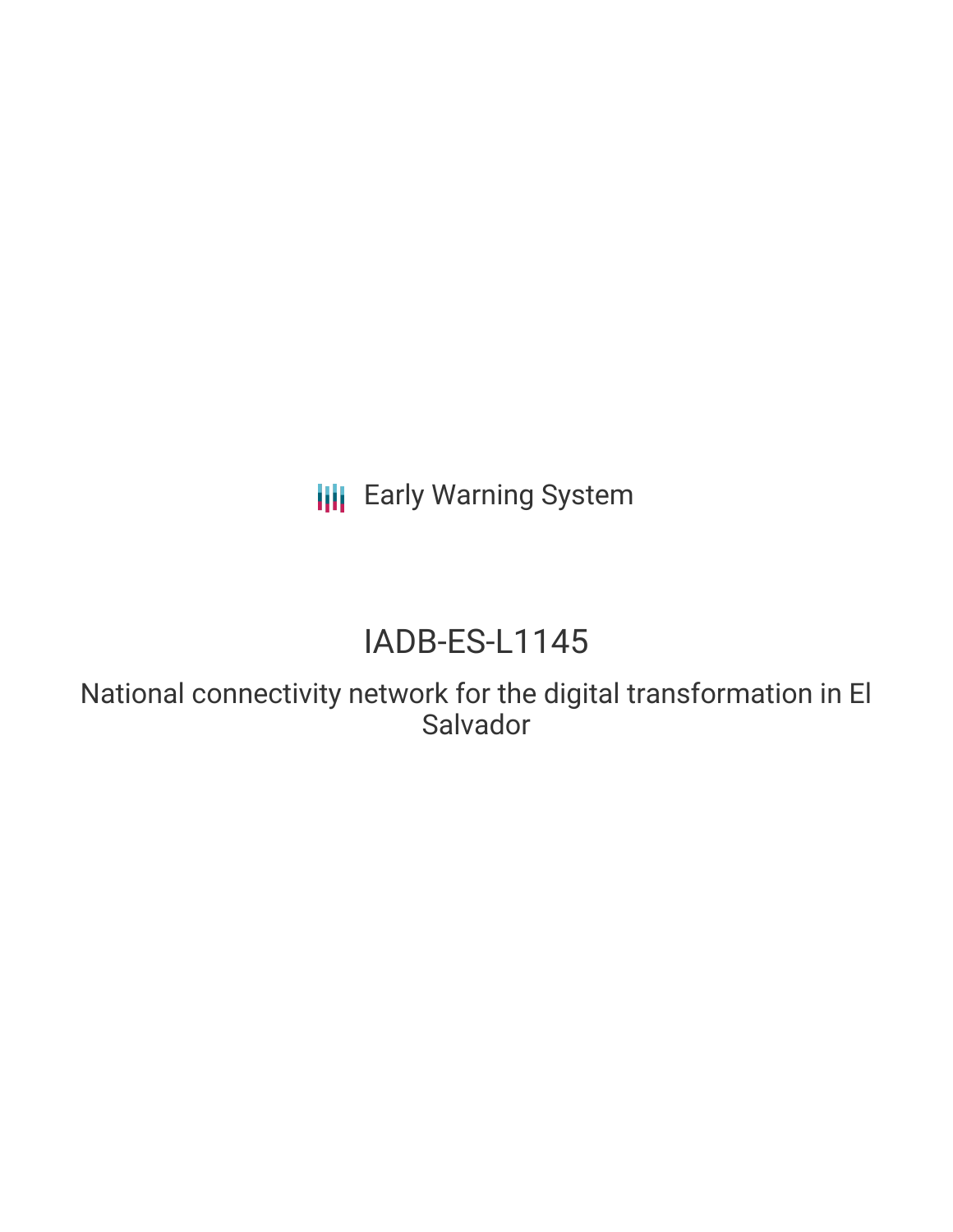Early Warning System

# IADB-ES-L1145

National connectivity network for the digital transformation in El Salvador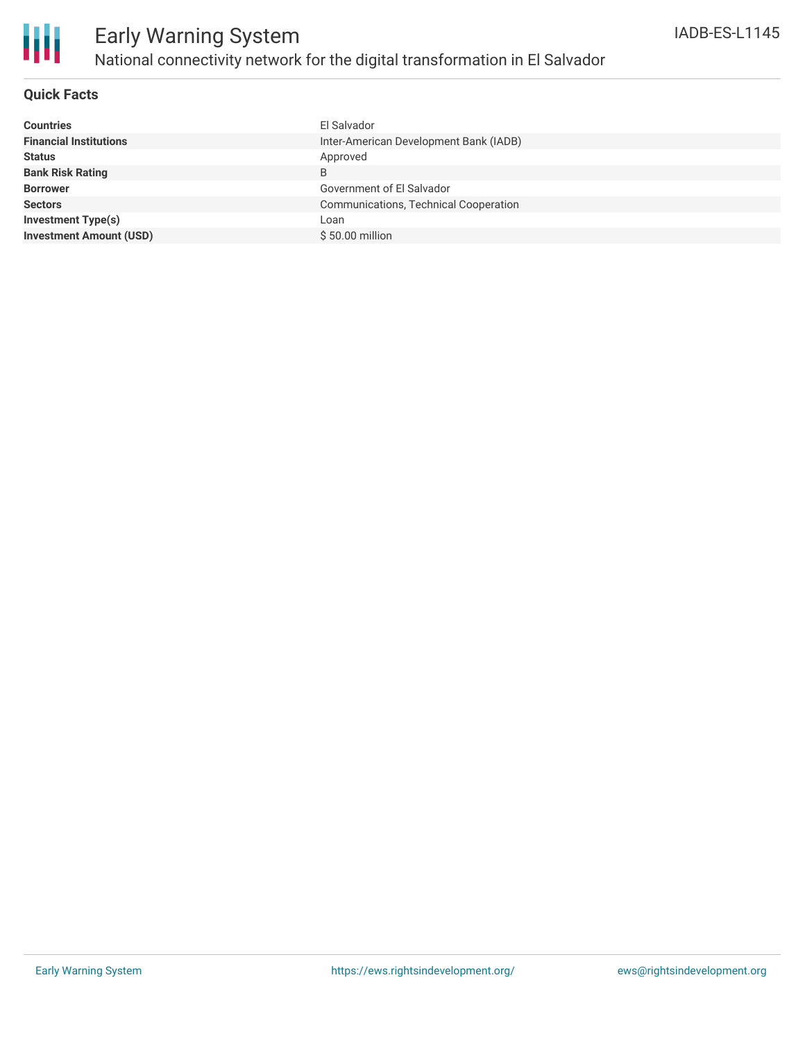# Early Warning System

## National connectivity network for the digital transformation in El Salvador

IADB-ES-L1145

### Quick Facts

| | |
|---|---|
| **Countries** | El Salvador |
| **Financial Institutions** | Inter-American Development Bank (IADB) |
| **Status** | Approved |
| **Bank Risk Rating** | B |
| **Borrower** | Government of El Salvador |
| **Sectors** | Communications, Technical Cooperation |
| **Investment Type(s)** | Loan |
| **Investment Amount (USD)** | $ 50.00 million |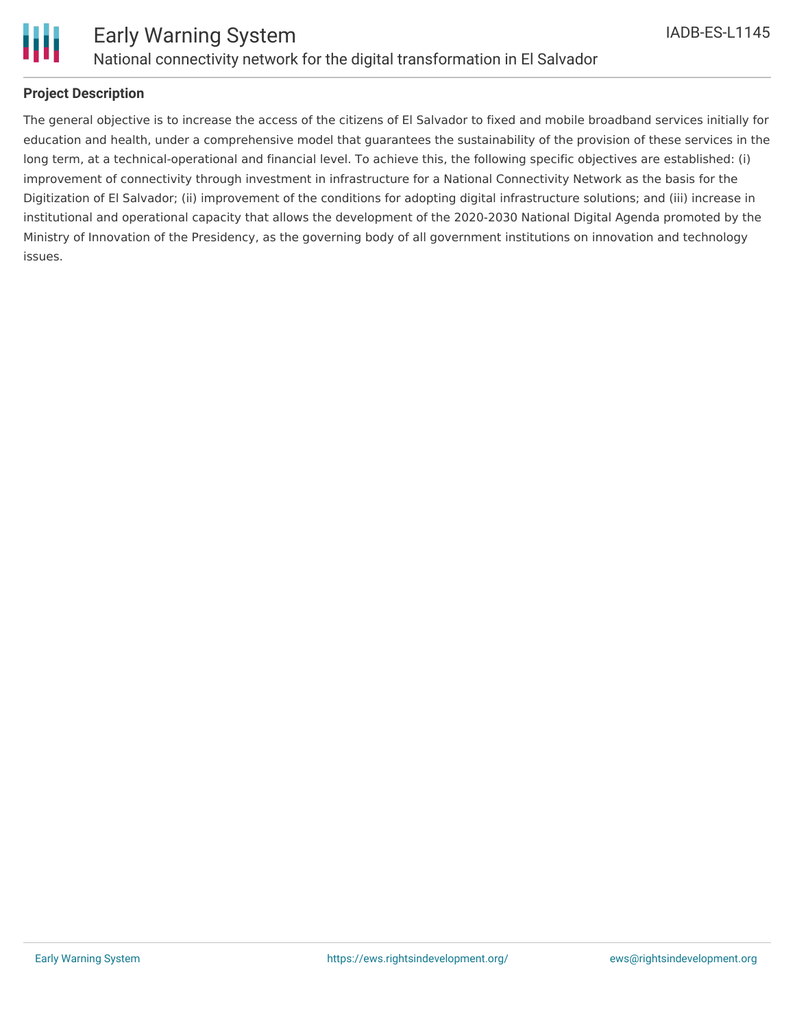**Project Description**

The general objective is to increase the access of the citizens of El Salvador to fixed and mobile broadband services initially for education and health, under a comprehensive model that guarantees the sustainability of the provision of these services in the long term, at a technical-operational and financial level. To achieve this, the following specific objectives are established: (i) improvement of connectivity through investment in infrastructure for a National Connectivity Network as the basis for the Digitization of El Salvador; (ii) improvement of the conditions for adopting digital infrastructure solutions; and (iii) increase in institutional and operational capacity that allows the development of the 2020-2030 National Digital Agenda promoted by the Ministry of Innovation of the Presidency, as the governing body of all government institutions on innovation and technology issues.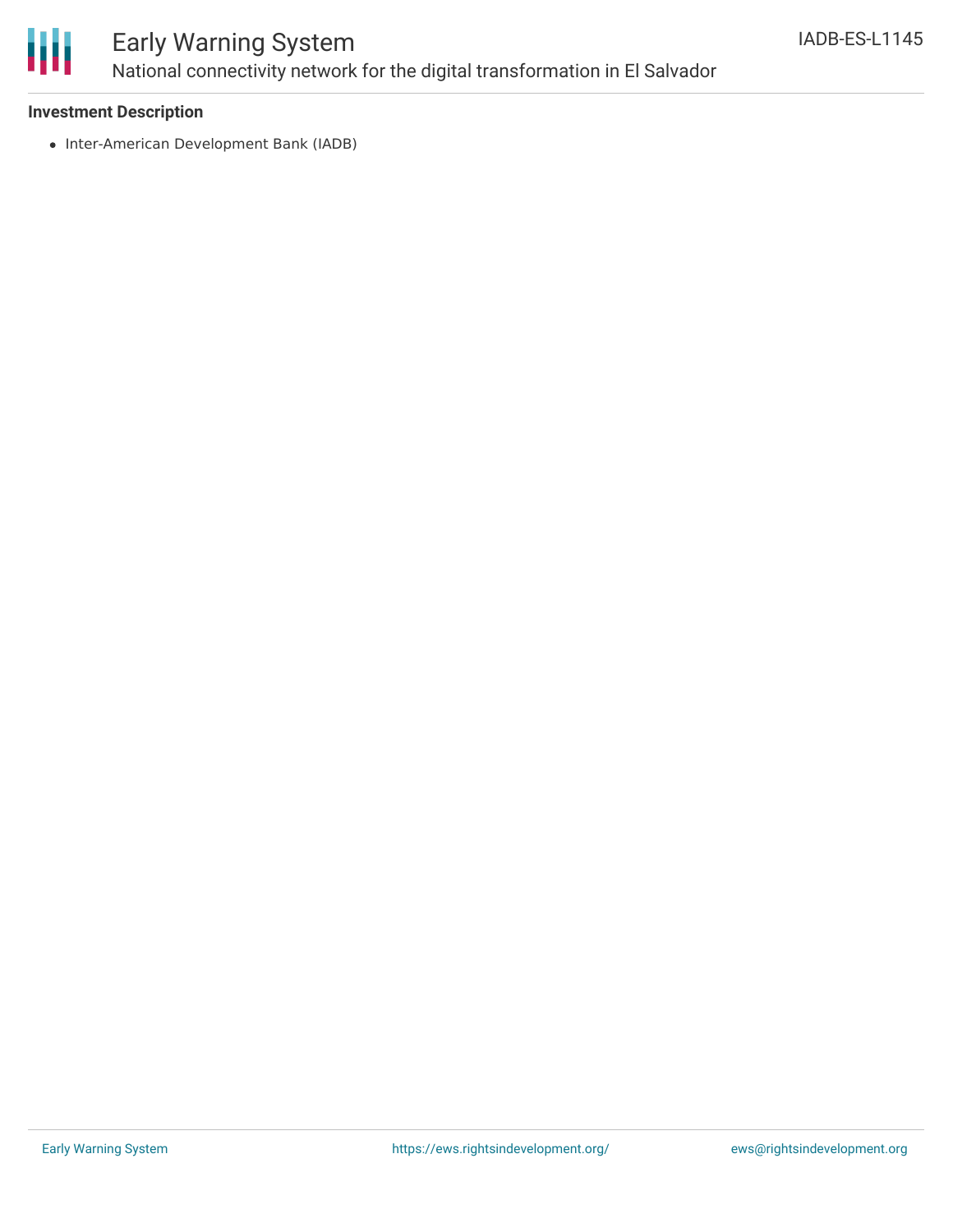### Investment Description

- Inter-American Development Bank (IADB)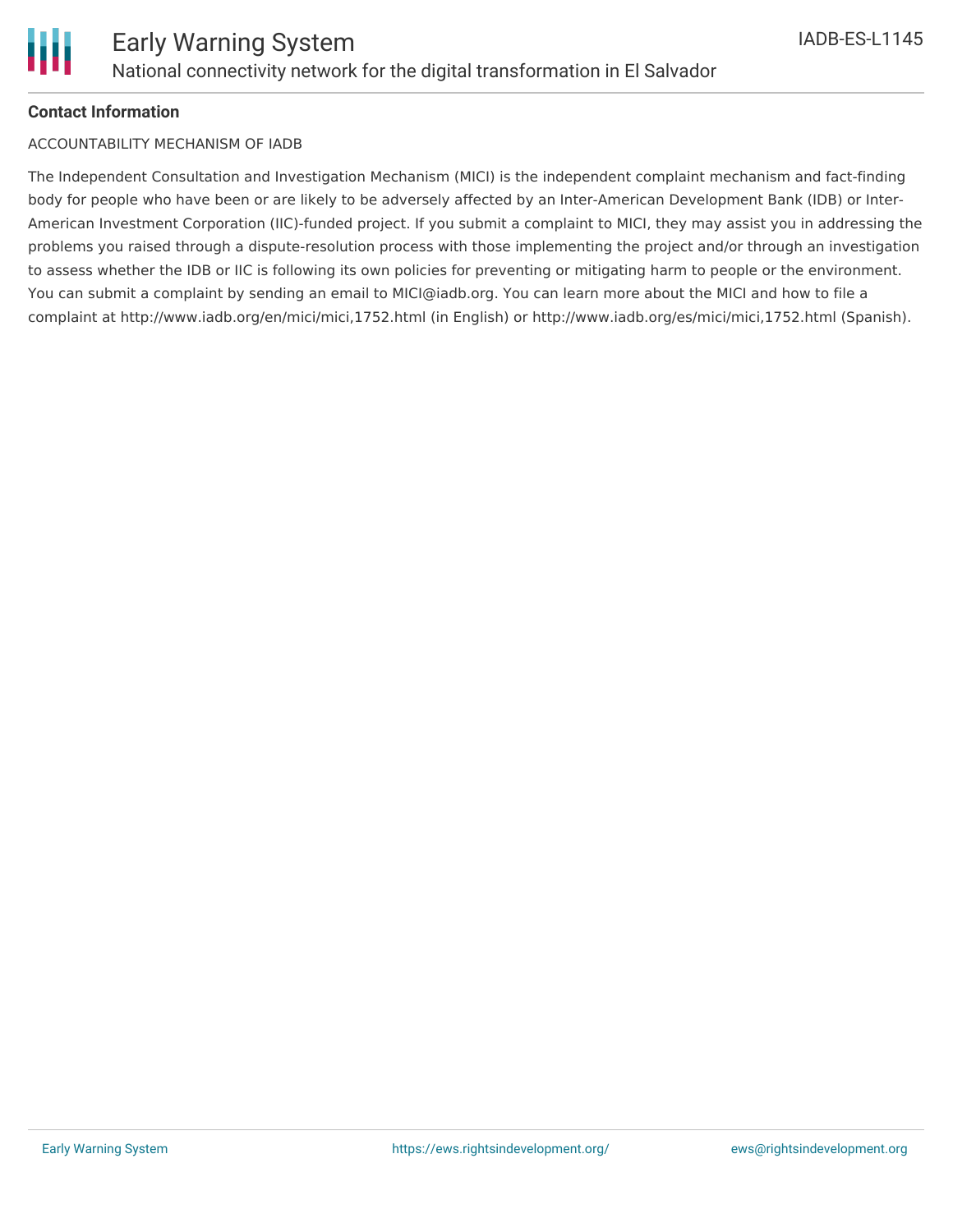**Contact Information**

ACCOUNTABILITY MECHANISM OF IADB

The Independent Consultation and Investigation Mechanism (MICI) is the independent complaint mechanism and fact-finding body for people who have been or are likely to be adversely affected by an Inter-American Development Bank (IDB) or Inter-American Investment Corporation (IIC)-funded project. If you submit a complaint to MICI, they may assist you in addressing the problems you raised through a dispute-resolution process with those implementing the project and/or through an investigation to assess whether the IDB or IIC is following its own policies for preventing or mitigating harm to people or the environment. You can submit a complaint by sending an email to MICI@iadb.org. You can learn more about the MICI and how to file a complaint at http://www.iadb.org/en/mici/mici,1752.html (in English) or http://www.iadb.org/es/mici/mici,1752.html (Spanish).